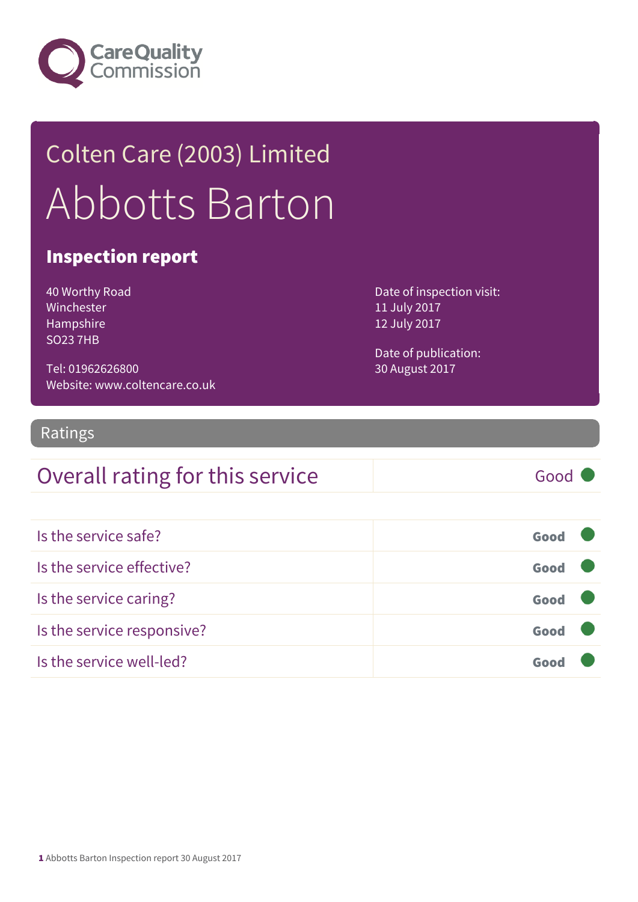Care Quality Commission

# Colten Care (2003) Limited

# Abbotts Barton

## Inspection report

40 Worthy Road
Winchester
Hampshire
SO23 7HB

Tel: 01962626800
Website: www.coltencare.co.uk

Date of inspection visit:
11 July 2017
12 July 2017

Date of publication:
30 August 2017

## Ratings

| Overall rating for this service | Good |
|---|---|

| | |
|---|---|
| Is the service safe? | Good |
| Is the service effective? | Good |
| Is the service caring? | Good |
| Is the service responsive? | Good |
| Is the service well-led? | Good |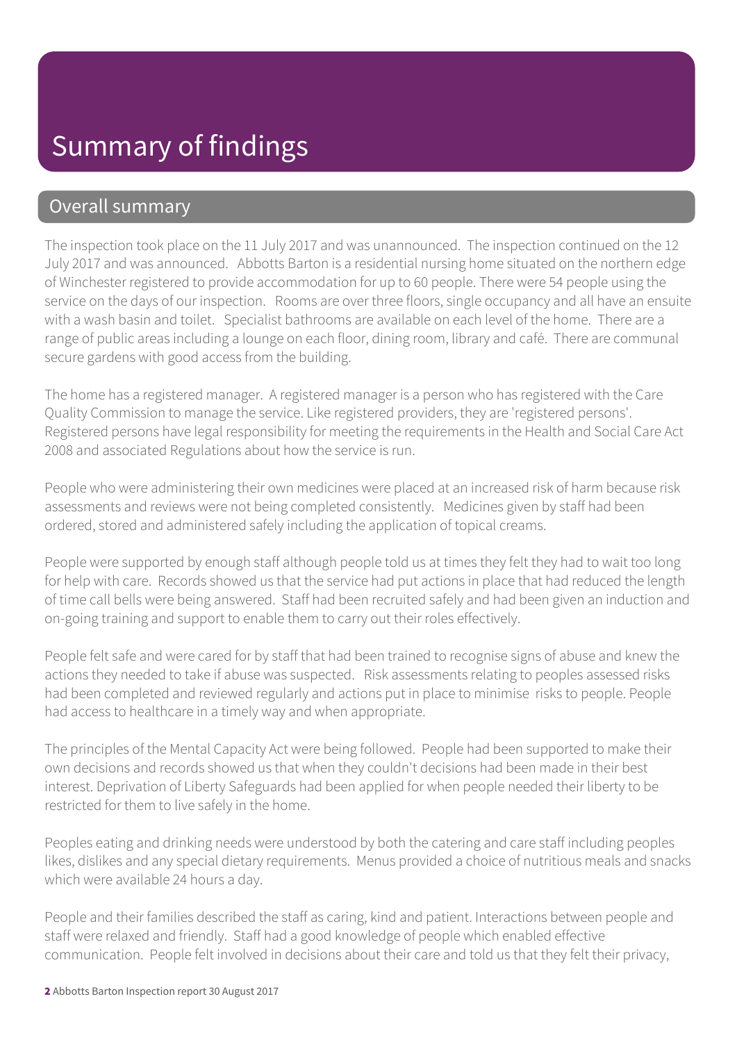# Summary of findings

## Overall summary

The inspection took place on the 11 July 2017 and was unannounced. The inspection continued on the 12 July 2017 and was announced. Abbotts Barton is a residential nursing home situated on the northern edge of Winchester registered to provide accommodation for up to 60 people. There were 54 people using the service on the days of our inspection. Rooms are over three floors, single occupancy and all have an ensuite with a wash basin and toilet. Specialist bathrooms are available on each level of the home. There are a range of public areas including a lounge on each floor, dining room, library and café. There are communal secure gardens with good access from the building.

The home has a registered manager. A registered manager is a person who has registered with the Care Quality Commission to manage the service. Like registered providers, they are 'registered persons'. Registered persons have legal responsibility for meeting the requirements in the Health and Social Care Act 2008 and associated Regulations about how the service is run.

People who were administering their own medicines were placed at an increased risk of harm because risk assessments and reviews were not being completed consistently. Medicines given by staff had been ordered, stored and administered safely including the application of topical creams.

People were supported by enough staff although people told us at times they felt they had to wait too long for help with care. Records showed us that the service had put actions in place that had reduced the length of time call bells were being answered. Staff had been recruited safely and had been given an induction and on-going training and support to enable them to carry out their roles effectively.

People felt safe and were cared for by staff that had been trained to recognise signs of abuse and knew the actions they needed to take if abuse was suspected. Risk assessments relating to peoples assessed risks had been completed and reviewed regularly and actions put in place to minimise risks to people. People had access to healthcare in a timely way and when appropriate.

The principles of the Mental Capacity Act were being followed. People had been supported to make their own decisions and records showed us that when they couldn't decisions had been made in their best interest. Deprivation of Liberty Safeguards had been applied for when people needed their liberty to be restricted for them to live safely in the home.

Peoples eating and drinking needs were understood by both the catering and care staff including peoples likes, dislikes and any special dietary requirements. Menus provided a choice of nutritious meals and snacks which were available 24 hours a day.

People and their families described the staff as caring, kind and patient. Interactions between people and staff were relaxed and friendly. Staff had a good knowledge of people which enabled effective communication. People felt involved in decisions about their care and told us that they felt their privacy,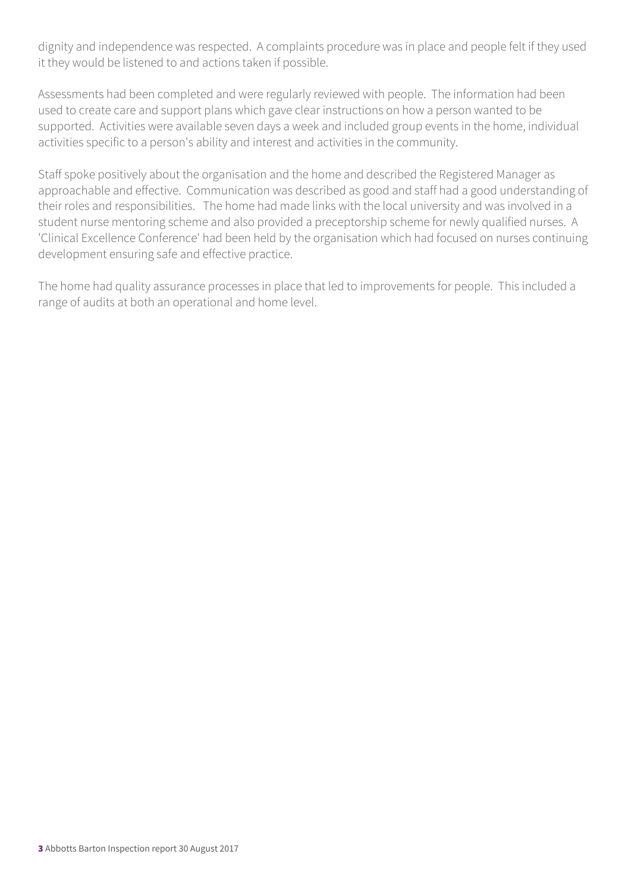dignity and independence was respected. A complaints procedure was in place and people felt if they used it they would be listened to and actions taken if possible.

Assessments had been completed and were regularly reviewed with people. The information had been used to create care and support plans which gave clear instructions on how a person wanted to be supported. Activities were available seven days a week and included group events in the home, individual activities specific to a person's ability and interest and activities in the community.

Staff spoke positively about the organisation and the home and described the Registered Manager as approachable and effective. Communication was described as good and staff had a good understanding of their roles and responsibilities. The home had made links with the local university and was involved in a student nurse mentoring scheme and also provided a preceptorship scheme for newly qualified nurses. A 'Clinical Excellence Conference' had been held by the organisation which had focused on nurses continuing development ensuring safe and effective practice.

The home had quality assurance processes in place that led to improvements for people. This included a range of audits at both an operational and home level.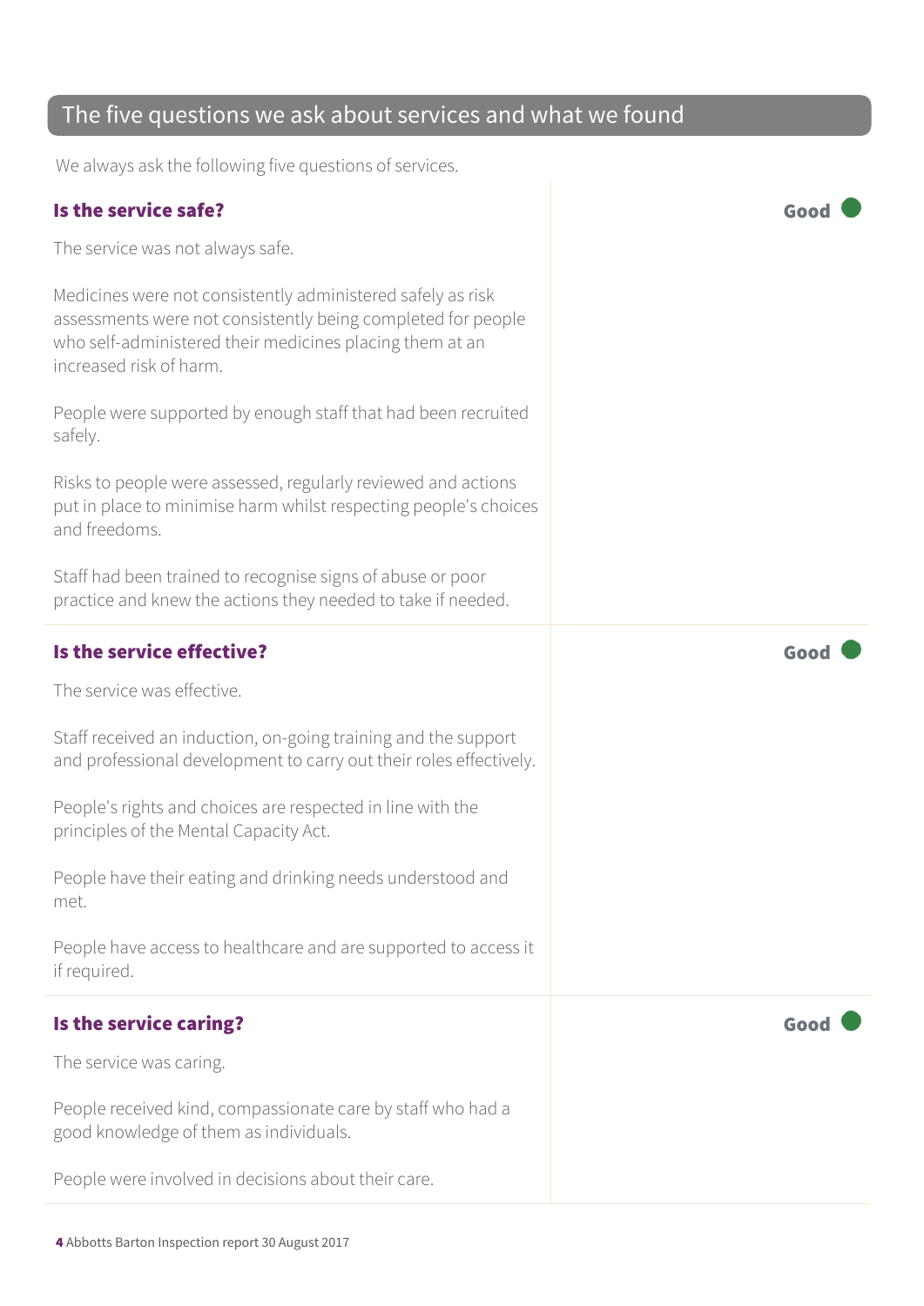## The five questions we ask about services and what we found

We always ask the following five questions of services.

### Is the service safe?

**Good**

The service was not always safe.

Medicines were not consistently administered safely as risk assessments were not consistently being completed for people who self-administered their medicines placing them at an increased risk of harm.

People were supported by enough staff that had been recruited safely.

Risks to people were assessed, regularly reviewed and actions put in place to minimise harm whilst respecting people's choices and freedoms.

Staff had been trained to recognise signs of abuse or poor practice and knew the actions they needed to take if needed.

### Is the service effective?

**Good**

The service was effective.

Staff received an induction, on-going training and the support and professional development to carry out their roles effectively.

People's rights and choices are respected in line with the principles of the Mental Capacity Act.

People have their eating and drinking needs understood and met.

People have access to healthcare and are supported to access it if required.

### Is the service caring?

**Good**

The service was caring.

People received kind, compassionate care by staff who had a good knowledge of them as individuals.

People were involved in decisions about their care.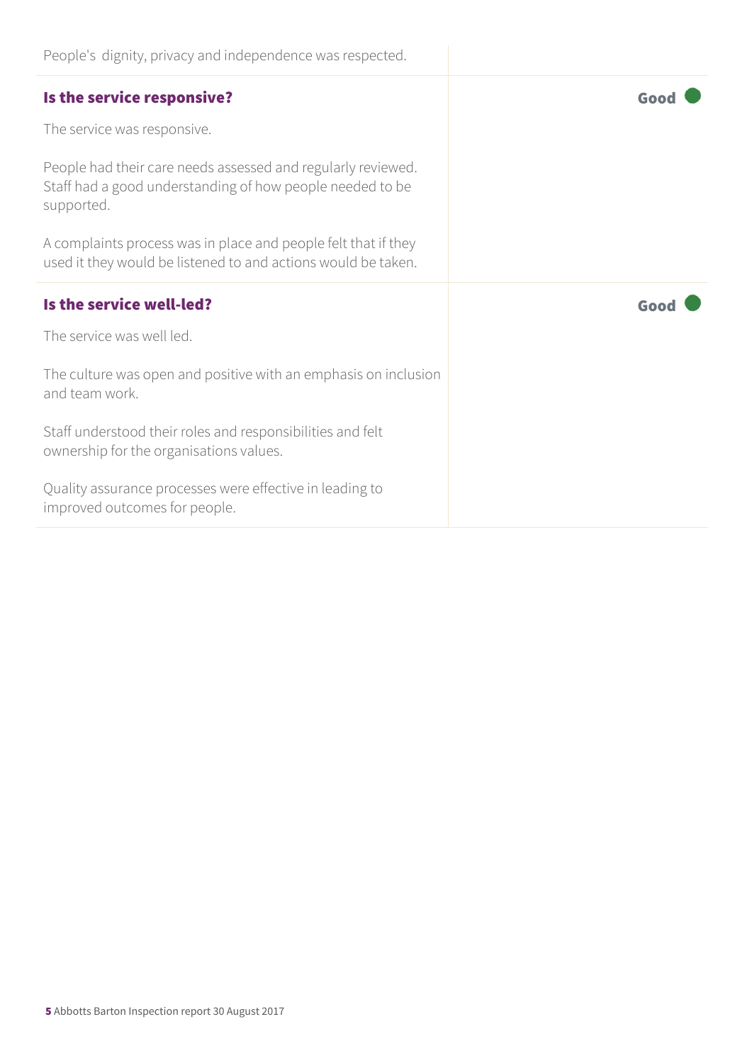People's dignity, privacy and independence was respected.

### Is the service responsive?

**Good**

The service was responsive.

People had their care needs assessed and regularly reviewed. Staff had a good understanding of how people needed to be supported.

A complaints process was in place and people felt that if they used it they would be listened to and actions would be taken.

### Is the service well-led?

**Good**

The service was well led.

The culture was open and positive with an emphasis on inclusion and team work.

Staff understood their roles and responsibilities and felt ownership for the organisations values.

Quality assurance processes were effective in leading to improved outcomes for people.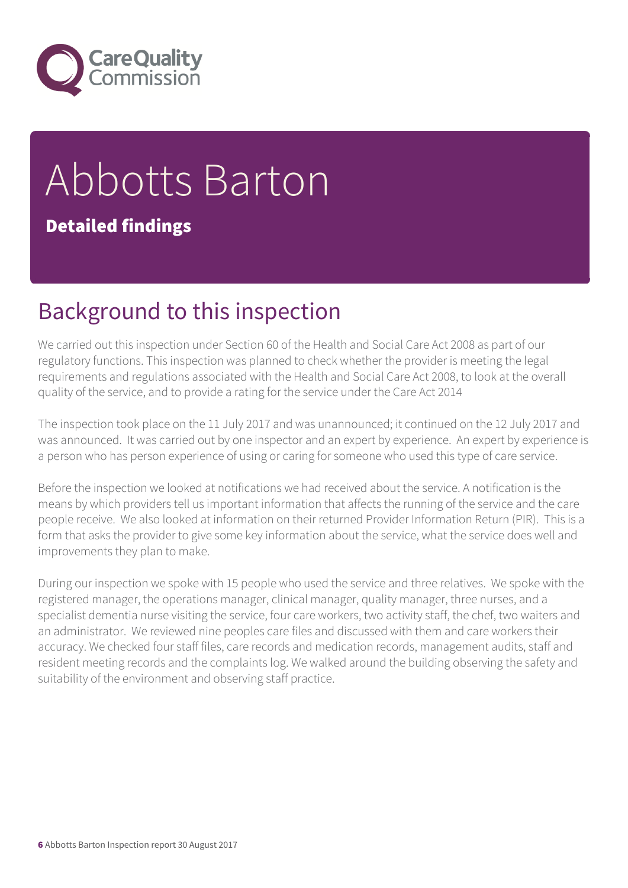# Abbotts Barton

**Detailed findings**

## Background to this inspection

We carried out this inspection under Section 60 of the Health and Social Care Act 2008 as part of our regulatory functions. This inspection was planned to check whether the provider is meeting the legal requirements and regulations associated with the Health and Social Care Act 2008, to look at the overall quality of the service, and to provide a rating for the service under the Care Act 2014

The inspection took place on the 11 July 2017 and was unannounced; it continued on the 12 July 2017 and was announced. It was carried out by one inspector and an expert by experience. An expert by experience is a person who has person experience of using or caring for someone who used this type of care service.

Before the inspection we looked at notifications we had received about the service. A notification is the means by which providers tell us important information that affects the running of the service and the care people receive. We also looked at information on their returned Provider Information Return (PIR). This is a form that asks the provider to give some key information about the service, what the service does well and improvements they plan to make.

During our inspection we spoke with 15 people who used the service and three relatives. We spoke with the registered manager, the operations manager, clinical manager, quality manager, three nurses, and a specialist dementia nurse visiting the service, four care workers, two activity staff, the chef, two waiters and an administrator. We reviewed nine peoples care files and discussed with them and care workers their accuracy. We checked four staff files, care records and medication records, management audits, staff and resident meeting records and the complaints log. We walked around the building observing the safety and suitability of the environment and observing staff practice.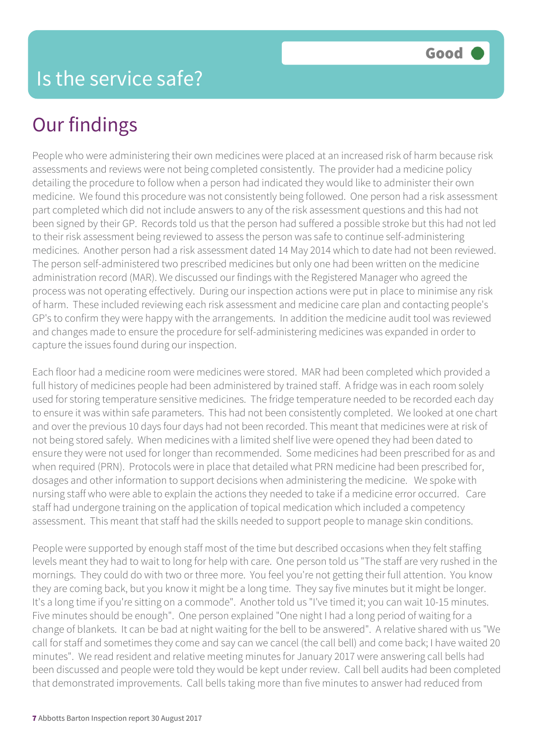# Is the service safe?

**Good**

## Our findings

People who were administering their own medicines were placed at an increased risk of harm because risk assessments and reviews were not being completed consistently. The provider had a medicine policy detailing the procedure to follow when a person had indicated they would like to administer their own medicine. We found this procedure was not consistently being followed. One person had a risk assessment part completed which did not include answers to any of the risk assessment questions and this had not been signed by their GP. Records told us that the person had suffered a possible stroke but this had not led to their risk assessment being reviewed to assess the person was safe to continue self-administering medicines. Another person had a risk assessment dated 14 May 2014 which to date had not been reviewed. The person self-administered two prescribed medicines but only one had been written on the medicine administration record (MAR). We discussed our findings with the Registered Manager who agreed the process was not operating effectively. During our inspection actions were put in place to minimise any risk of harm. These included reviewing each risk assessment and medicine care plan and contacting people's GP's to confirm they were happy with the arrangements. In addition the medicine audit tool was reviewed and changes made to ensure the procedure for self-administering medicines was expanded in order to capture the issues found during our inspection.

Each floor had a medicine room were medicines were stored. MAR had been completed which provided a full history of medicines people had been administered by trained staff. A fridge was in each room solely used for storing temperature sensitive medicines. The fridge temperature needed to be recorded each day to ensure it was within safe parameters. This had not been consistently completed. We looked at one chart and over the previous 10 days four days had not been recorded. This meant that medicines were at risk of not being stored safely. When medicines with a limited shelf live were opened they had been dated to ensure they were not used for longer than recommended. Some medicines had been prescribed for as and when required (PRN). Protocols were in place that detailed what PRN medicine had been prescribed for, dosages and other information to support decisions when administering the medicine. We spoke with nursing staff who were able to explain the actions they needed to take if a medicine error occurred. Care staff had undergone training on the application of topical medication which included a competency assessment. This meant that staff had the skills needed to support people to manage skin conditions.

People were supported by enough staff most of the time but described occasions when they felt staffing levels meant they had to wait to long for help with care. One person told us "The staff are very rushed in the mornings. They could do with two or three more. You feel you're not getting their full attention. You know they are coming back, but you know it might be a long time. They say five minutes but it might be longer. It's a long time if you're sitting on a commode". Another told us "I've timed it; you can wait 10-15 minutes. Five minutes should be enough". One person explained "One night I had a long period of waiting for a change of blankets. It can be bad at night waiting for the bell to be answered". A relative shared with us "We call for staff and sometimes they come and say can we cancel (the call bell) and come back; I have waited 20 minutes". We read resident and relative meeting minutes for January 2017 were answering call bells had been discussed and people were told they would be kept under review. Call bell audits had been completed that demonstrated improvements. Call bells taking more than five minutes to answer had reduced from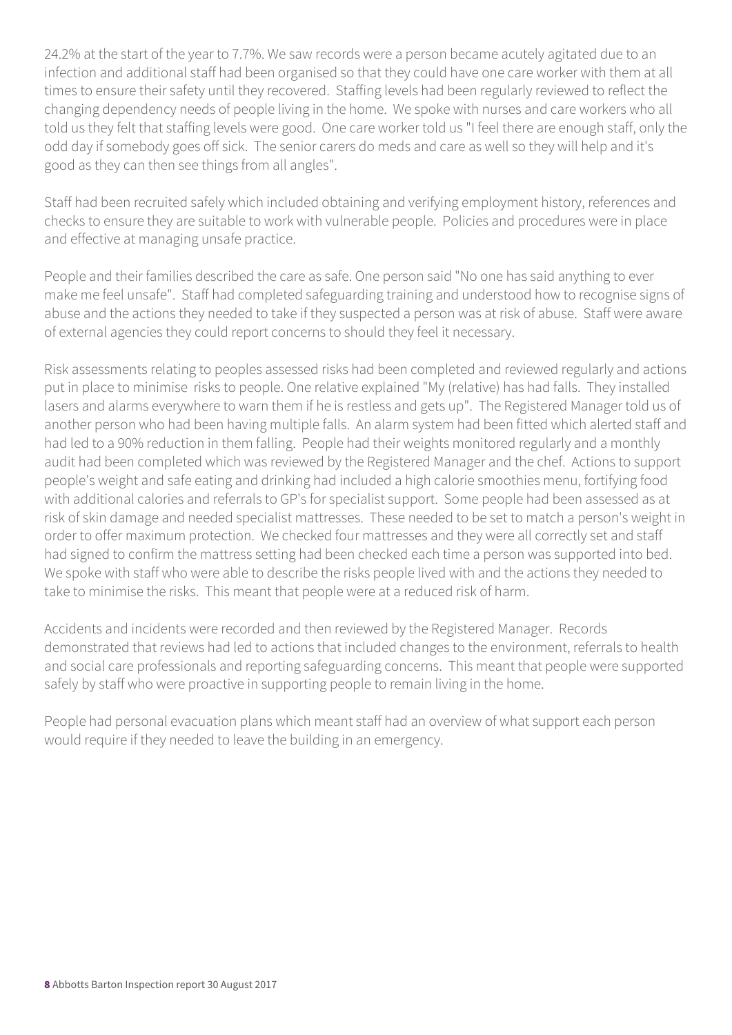24.2% at the start of the year to 7.7%. We saw records were a person became acutely agitated due to an infection and additional staff had been organised so that they could have one care worker with them at all times to ensure their safety until they recovered. Staffing levels had been regularly reviewed to reflect the changing dependency needs of people living in the home. We spoke with nurses and care workers who all told us they felt that staffing levels were good. One care worker told us "I feel there are enough staff, only the odd day if somebody goes off sick. The senior carers do meds and care as well so they will help and it's good as they can then see things from all angles".

Staff had been recruited safely which included obtaining and verifying employment history, references and checks to ensure they are suitable to work with vulnerable people. Policies and procedures were in place and effective at managing unsafe practice.

People and their families described the care as safe. One person said "No one has said anything to ever make me feel unsafe". Staff had completed safeguarding training and understood how to recognise signs of abuse and the actions they needed to take if they suspected a person was at risk of abuse. Staff were aware of external agencies they could report concerns to should they feel it necessary.

Risk assessments relating to peoples assessed risks had been completed and reviewed regularly and actions put in place to minimise risks to people. One relative explained "My (relative) has had falls. They installed lasers and alarms everywhere to warn them if he is restless and gets up". The Registered Manager told us of another person who had been having multiple falls. An alarm system had been fitted which alerted staff and had led to a 90% reduction in them falling. People had their weights monitored regularly and a monthly audit had been completed which was reviewed by the Registered Manager and the chef. Actions to support people's weight and safe eating and drinking had included a high calorie smoothies menu, fortifying food with additional calories and referrals to GP's for specialist support. Some people had been assessed as at risk of skin damage and needed specialist mattresses. These needed to be set to match a person's weight in order to offer maximum protection. We checked four mattresses and they were all correctly set and staff had signed to confirm the mattress setting had been checked each time a person was supported into bed. We spoke with staff who were able to describe the risks people lived with and the actions they needed to take to minimise the risks. This meant that people were at a reduced risk of harm.

Accidents and incidents were recorded and then reviewed by the Registered Manager. Records demonstrated that reviews had led to actions that included changes to the environment, referrals to health and social care professionals and reporting safeguarding concerns. This meant that people were supported safely by staff who were proactive in supporting people to remain living in the home.

People had personal evacuation plans which meant staff had an overview of what support each person would require if they needed to leave the building in an emergency.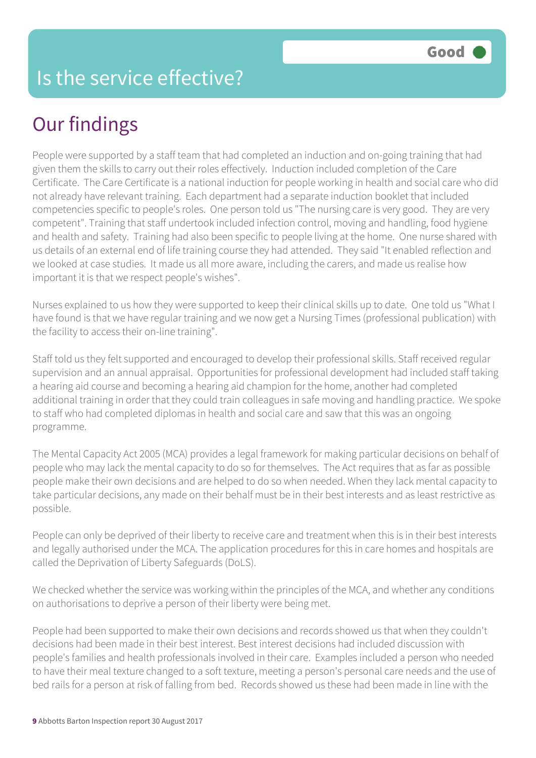# Is the service effective?

Good

## Our findings

People were supported by a staff team that had completed an induction and on-going training that had given them the skills to carry out their roles effectively. Induction included completion of the Care Certificate. The Care Certificate is a national induction for people working in health and social care who did not already have relevant training. Each department had a separate induction booklet that included competencies specific to people's roles. One person told us "The nursing care is very good. They are very competent". Training that staff undertook included infection control, moving and handling, food hygiene and health and safety. Training had also been specific to people living at the home. One nurse shared with us details of an external end of life training course they had attended. They said "It enabled reflection and we looked at case studies. It made us all more aware, including the carers, and made us realise how important it is that we respect people's wishes".

Nurses explained to us how they were supported to keep their clinical skills up to date. One told us "What I have found is that we have regular training and we now get a Nursing Times (professional publication) with the facility to access their on-line training".

Staff told us they felt supported and encouraged to develop their professional skills. Staff received regular supervision and an annual appraisal. Opportunities for professional development had included staff taking a hearing aid course and becoming a hearing aid champion for the home, another had completed additional training in order that they could train colleagues in safe moving and handling practice. We spoke to staff who had completed diplomas in health and social care and saw that this was an ongoing programme.

The Mental Capacity Act 2005 (MCA) provides a legal framework for making particular decisions on behalf of people who may lack the mental capacity to do so for themselves. The Act requires that as far as possible people make their own decisions and are helped to do so when needed. When they lack mental capacity to take particular decisions, any made on their behalf must be in their best interests and as least restrictive as possible.

People can only be deprived of their liberty to receive care and treatment when this is in their best interests and legally authorised under the MCA. The application procedures for this in care homes and hospitals are called the Deprivation of Liberty Safeguards (DoLS).

We checked whether the service was working within the principles of the MCA, and whether any conditions on authorisations to deprive a person of their liberty were being met.

People had been supported to make their own decisions and records showed us that when they couldn't decisions had been made in their best interest. Best interest decisions had included discussion with people's families and health professionals involved in their care. Examples included a person who needed to have their meal texture changed to a soft texture, meeting a person's personal care needs and the use of bed rails for a person at risk of falling from bed. Records showed us these had been made in line with the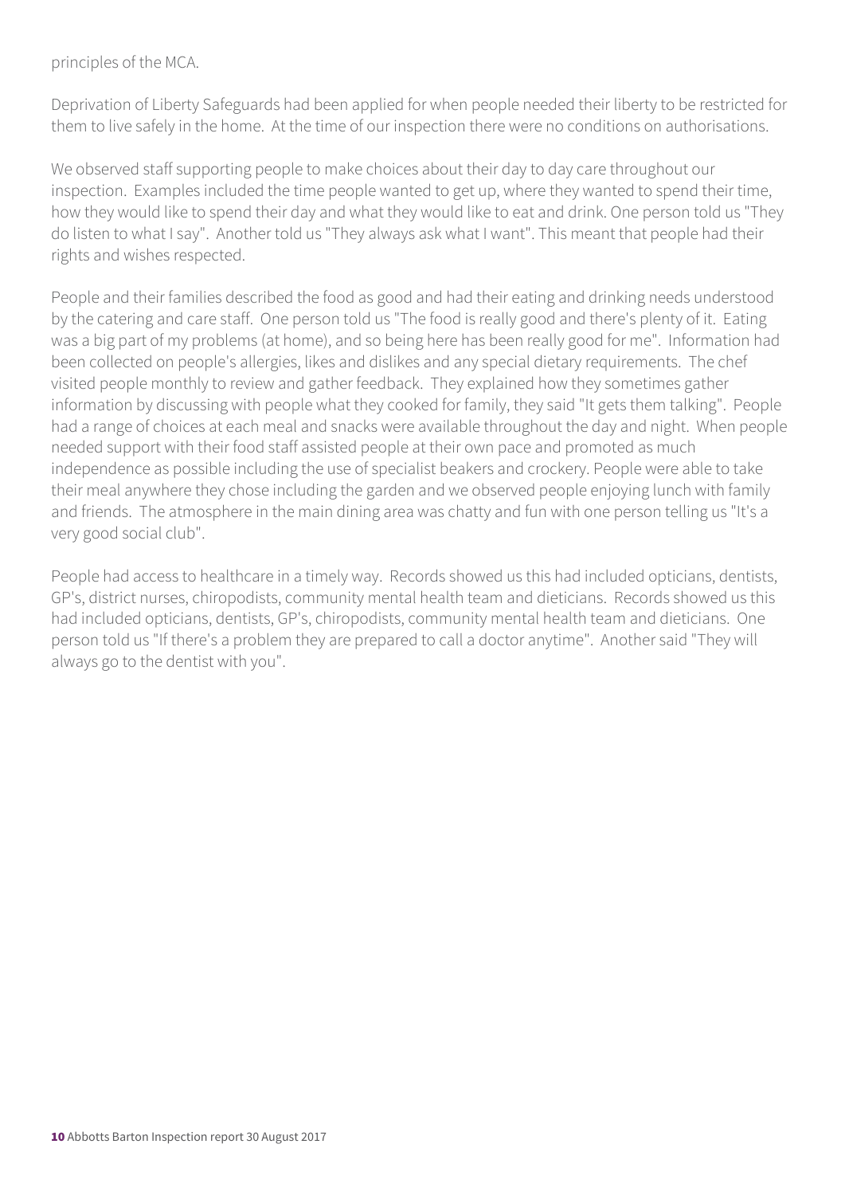principles of the MCA.

Deprivation of Liberty Safeguards had been applied for when people needed their liberty to be restricted for them to live safely in the home. At the time of our inspection there were no conditions on authorisations.

We observed staff supporting people to make choices about their day to day care throughout our inspection. Examples included the time people wanted to get up, where they wanted to spend their time, how they would like to spend their day and what they would like to eat and drink. One person told us "They do listen to what I say". Another told us "They always ask what I want". This meant that people had their rights and wishes respected.

People and their families described the food as good and had their eating and drinking needs understood by the catering and care staff. One person told us "The food is really good and there's plenty of it. Eating was a big part of my problems (at home), and so being here has been really good for me". Information had been collected on people's allergies, likes and dislikes and any special dietary requirements. The chef visited people monthly to review and gather feedback. They explained how they sometimes gather information by discussing with people what they cooked for family, they said "It gets them talking". People had a range of choices at each meal and snacks were available throughout the day and night. When people needed support with their food staff assisted people at their own pace and promoted as much independence as possible including the use of specialist beakers and crockery. People were able to take their meal anywhere they chose including the garden and we observed people enjoying lunch with family and friends. The atmosphere in the main dining area was chatty and fun with one person telling us "It's a very good social club".

People had access to healthcare in a timely way. Records showed us this had included opticians, dentists, GP's, district nurses, chiropodists, community mental health team and dieticians. Records showed us this had included opticians, dentists, GP's, chiropodists, community mental health team and dieticians. One person told us "If there's a problem they are prepared to call a doctor anytime". Another said "They will always go to the dentist with you".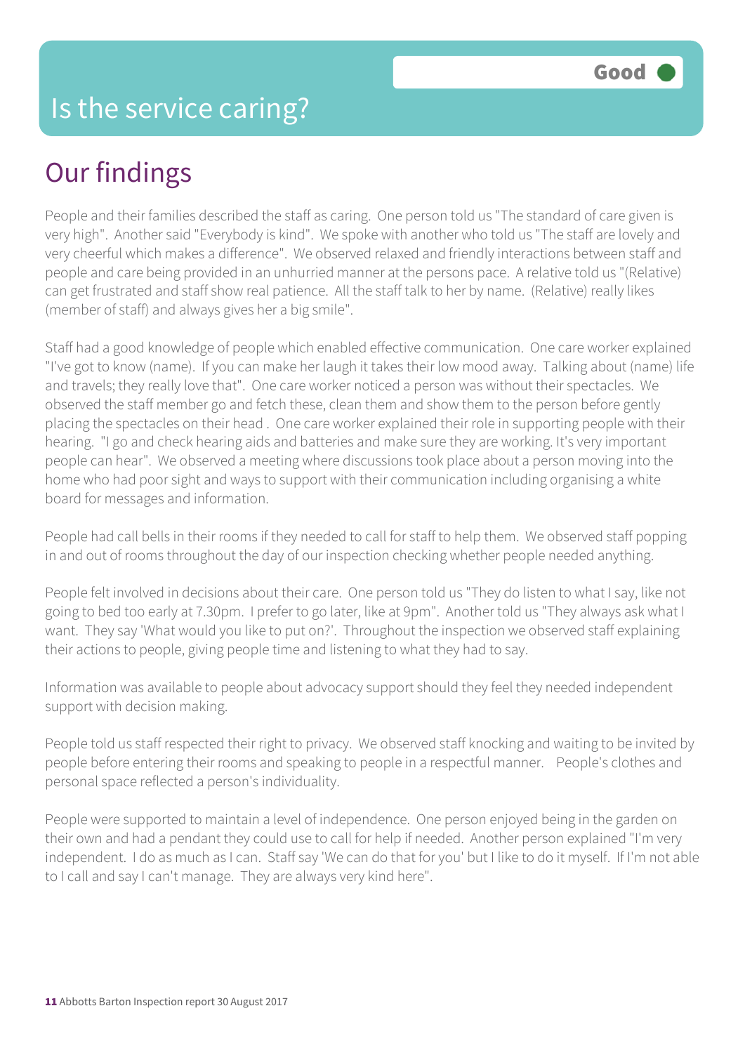# Is the service caring?

Good

## Our findings

People and their families described the staff as caring. One person told us "The standard of care given is very high". Another said "Everybody is kind". We spoke with another who told us "The staff are lovely and very cheerful which makes a difference". We observed relaxed and friendly interactions between staff and people and care being provided in an unhurried manner at the persons pace. A relative told us "(Relative) can get frustrated and staff show real patience. All the staff talk to her by name. (Relative) really likes (member of staff) and always gives her a big smile".

Staff had a good knowledge of people which enabled effective communication. One care worker explained "I've got to know (name). If you can make her laugh it takes their low mood away. Talking about (name) life and travels; they really love that". One care worker noticed a person was without their spectacles. We observed the staff member go and fetch these, clean them and show them to the person before gently placing the spectacles on their head . One care worker explained their role in supporting people with their hearing. "I go and check hearing aids and batteries and make sure they are working. It's very important people can hear". We observed a meeting where discussions took place about a person moving into the home who had poor sight and ways to support with their communication including organising a white board for messages and information.

People had call bells in their rooms if they needed to call for staff to help them. We observed staff popping in and out of rooms throughout the day of our inspection checking whether people needed anything.

People felt involved in decisions about their care. One person told us "They do listen to what I say, like not going to bed too early at 7.30pm. I prefer to go later, like at 9pm". Another told us "They always ask what I want. They say 'What would you like to put on?'. Throughout the inspection we observed staff explaining their actions to people, giving people time and listening to what they had to say.

Information was available to people about advocacy support should they feel they needed independent support with decision making.

People told us staff respected their right to privacy. We observed staff knocking and waiting to be invited by people before entering their rooms and speaking to people in a respectful manner. People's clothes and personal space reflected a person's individuality.

People were supported to maintain a level of independence. One person enjoyed being in the garden on their own and had a pendant they could use to call for help if needed. Another person explained "I'm very independent. I do as much as I can. Staff say 'We can do that for you' but I like to do it myself. If I'm not able to I call and say I can't manage. They are always very kind here".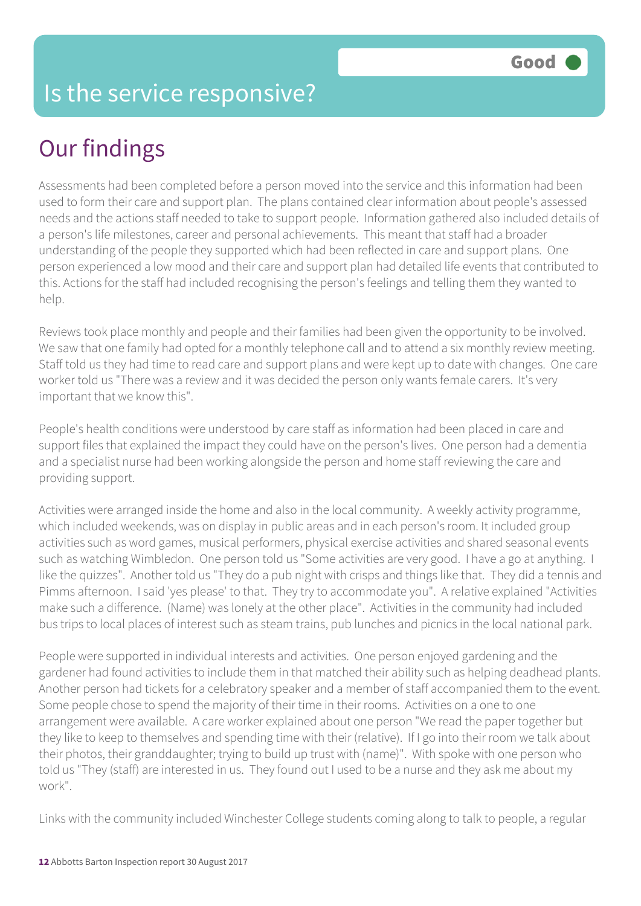# Is the service responsive?

Good

## Our findings

Assessments had been completed before a person moved into the service and this information had been used to form their care and support plan. The plans contained clear information about people's assessed needs and the actions staff needed to take to support people. Information gathered also included details of a person's life milestones, career and personal achievements. This meant that staff had a broader understanding of the people they supported which had been reflected in care and support plans. One person experienced a low mood and their care and support plan had detailed life events that contributed to this. Actions for the staff had included recognising the person's feelings and telling them they wanted to help.

Reviews took place monthly and people and their families had been given the opportunity to be involved. We saw that one family had opted for a monthly telephone call and to attend a six monthly review meeting. Staff told us they had time to read care and support plans and were kept up to date with changes. One care worker told us "There was a review and it was decided the person only wants female carers. It's very important that we know this".

People's health conditions were understood by care staff as information had been placed in care and support files that explained the impact they could have on the person's lives. One person had a dementia and a specialist nurse had been working alongside the person and home staff reviewing the care and providing support.

Activities were arranged inside the home and also in the local community. A weekly activity programme, which included weekends, was on display in public areas and in each person's room. It included group activities such as word games, musical performers, physical exercise activities and shared seasonal events such as watching Wimbledon. One person told us "Some activities are very good. I have a go at anything. I like the quizzes". Another told us "They do a pub night with crisps and things like that. They did a tennis and Pimms afternoon. I said 'yes please' to that. They try to accommodate you". A relative explained "Activities make such a difference. (Name) was lonely at the other place". Activities in the community had included bus trips to local places of interest such as steam trains, pub lunches and picnics in the local national park.

People were supported in individual interests and activities. One person enjoyed gardening and the gardener had found activities to include them in that matched their ability such as helping deadhead plants. Another person had tickets for a celebratory speaker and a member of staff accompanied them to the event. Some people chose to spend the majority of their time in their rooms. Activities on a one to one arrangement were available. A care worker explained about one person "We read the paper together but they like to keep to themselves and spending time with their (relative). If I go into their room we talk about their photos, their granddaughter; trying to build up trust with (name)". With spoke with one person who told us "They (staff) are interested in us. They found out I used to be a nurse and they ask me about my work".

Links with the community included Winchester College students coming along to talk to people, a regular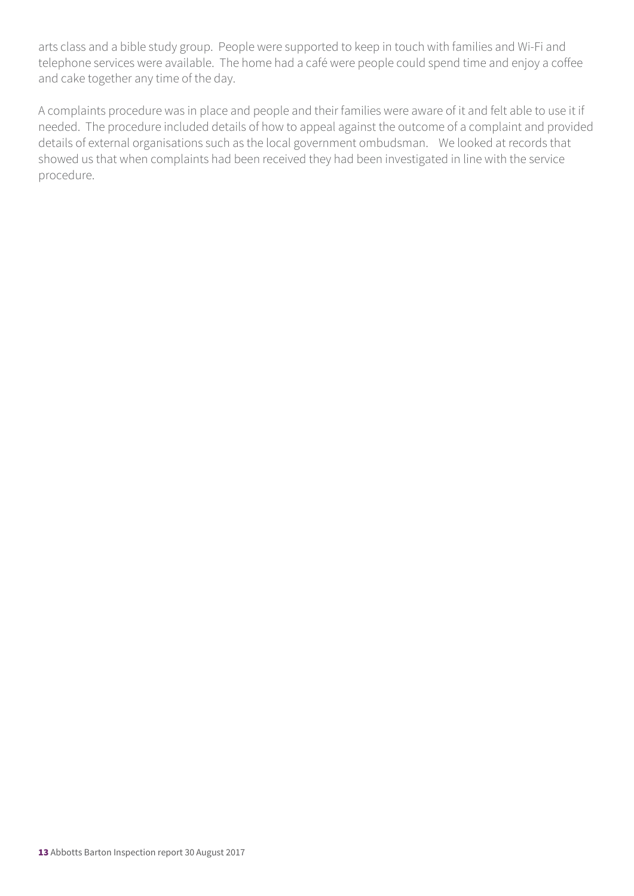arts class and a bible study group. People were supported to keep in touch with families and Wi-Fi and telephone services were available. The home had a café were people could spend time and enjoy a coffee and cake together any time of the day.

A complaints procedure was in place and people and their families were aware of it and felt able to use it if needed. The procedure included details of how to appeal against the outcome of a complaint and provided details of external organisations such as the local government ombudsman. We looked at records that showed us that when complaints had been received they had been investigated in line with the service procedure.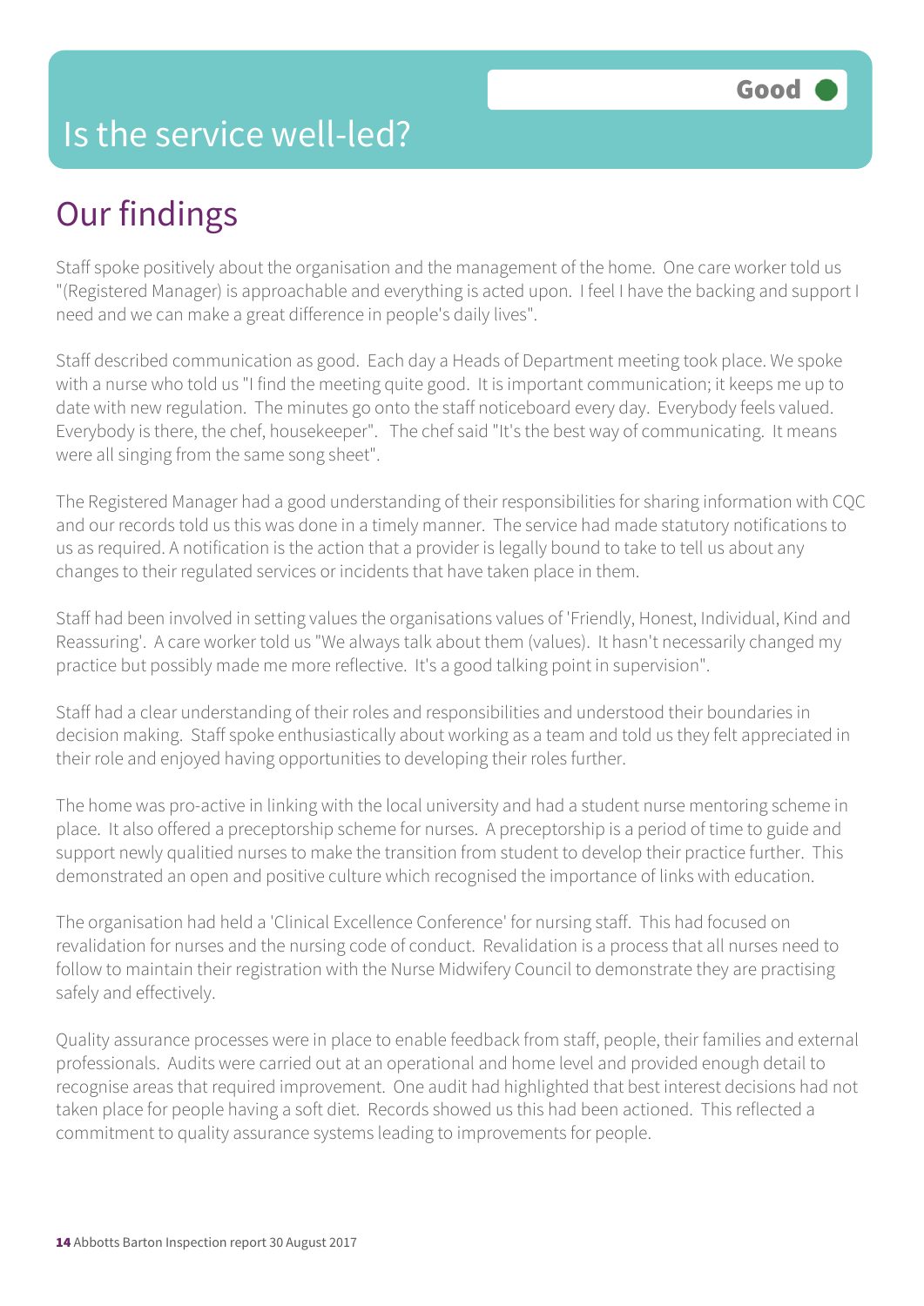# Is the service well-led?

Good

## Our findings

Staff spoke positively about the organisation and the management of the home. One care worker told us "(Registered Manager) is approachable and everything is acted upon. I feel I have the backing and support I need and we can make a great difference in people's daily lives".

Staff described communication as good. Each day a Heads of Department meeting took place. We spoke with a nurse who told us "I find the meeting quite good. It is important communication; it keeps me up to date with new regulation. The minutes go onto the staff noticeboard every day. Everybody feels valued. Everybody is there, the chef, housekeeper". The chef said "It's the best way of communicating. It means were all singing from the same song sheet".

The Registered Manager had a good understanding of their responsibilities for sharing information with CQC and our records told us this was done in a timely manner. The service had made statutory notifications to us as required. A notification is the action that a provider is legally bound to take to tell us about any changes to their regulated services or incidents that have taken place in them.

Staff had been involved in setting values the organisations values of 'Friendly, Honest, Individual, Kind and Reassuring'. A care worker told us "We always talk about them (values). It hasn't necessarily changed my practice but possibly made me more reflective. It's a good talking point in supervision".

Staff had a clear understanding of their roles and responsibilities and understood their boundaries in decision making. Staff spoke enthusiastically about working as a team and told us they felt appreciated in their role and enjoyed having opportunities to developing their roles further.

The home was pro-active in linking with the local university and had a student nurse mentoring scheme in place. It also offered a preceptorship scheme for nurses. A preceptorship is a period of time to guide and support newly qualitied nurses to make the transition from student to develop their practice further. This demonstrated an open and positive culture which recognised the importance of links with education.

The organisation had held a 'Clinical Excellence Conference' for nursing staff. This had focused on revalidation for nurses and the nursing code of conduct. Revalidation is a process that all nurses need to follow to maintain their registration with the Nurse Midwifery Council to demonstrate they are practising safely and effectively.

Quality assurance processes were in place to enable feedback from staff, people, their families and external professionals. Audits were carried out at an operational and home level and provided enough detail to recognise areas that required improvement. One audit had highlighted that best interest decisions had not taken place for people having a soft diet. Records showed us this had been actioned. This reflected a commitment to quality assurance systems leading to improvements for people.